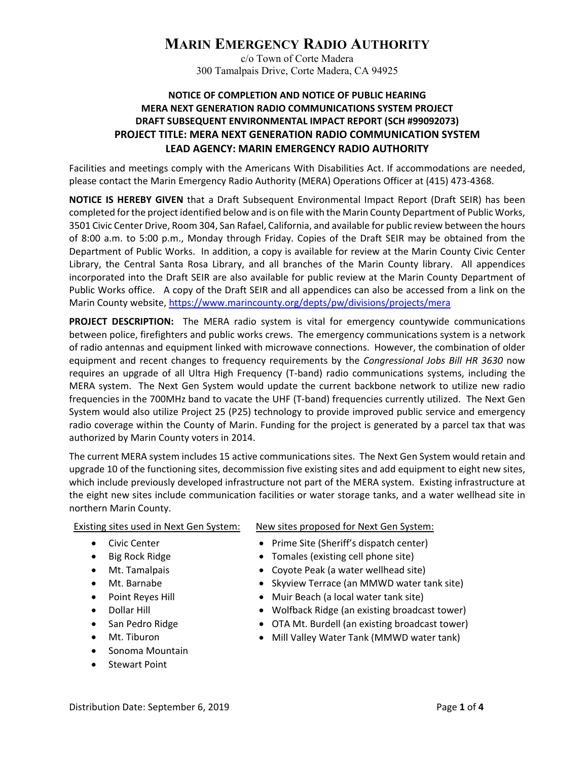# MARIN EMERGENCY RADIO AUTHORITY

c/o Town of Corte Madera
300 Tamalpais Drive, Corte Madera, CA 94925

## NOTICE OF COMPLETION AND NOTICE OF PUBLIC HEARING
## MERA NEXT GENERATION RADIO COMMUNICATIONS SYSTEM PROJECT
## DRAFT SUBSEQUENT ENVIRONMENTAL IMPACT REPORT (SCH #99092073)
## PROJECT TITLE: MERA NEXT GENERATION RADIO COMMUNICATION SYSTEM
## LEAD AGENCY: MARIN EMERGENCY RADIO AUTHORITY

Facilities and meetings comply with the Americans With Disabilities Act. If accommodations are needed, please contact the Marin Emergency Radio Authority (MERA) Operations Officer at (415) 473-4368.

**NOTICE IS HEREBY GIVEN** that a Draft Subsequent Environmental Impact Report (Draft SEIR) has been completed for the project identified below and is on file with the Marin County Department of Public Works, 3501 Civic Center Drive, Room 304, San Rafael, California, and available for public review between the hours of 8:00 a.m. to 5:00 p.m., Monday through Friday. Copies of the Draft SEIR may be obtained from the Department of Public Works. In addition, a copy is available for review at the Marin County Civic Center Library, the Central Santa Rosa Library, and all branches of the Marin County library. All appendices incorporated into the Draft SEIR are also available for public review at the Marin County Department of Public Works office. A copy of the Draft SEIR and all appendices can also be accessed from a link on the Marin County website, https://www.marincounty.org/depts/pw/divisions/projects/mera

**PROJECT DESCRIPTION:** The MERA radio system is vital for emergency countywide communications between police, firefighters and public works crews. The emergency communications system is a network of radio antennas and equipment linked with microwave connections. However, the combination of older equipment and recent changes to frequency requirements by the *Congressional Jobs Bill HR 3630* now requires an upgrade of all Ultra High Frequency (T-band) radio communications systems, including the MERA system. The Next Gen System would update the current backbone network to utilize new radio frequencies in the 700MHz band to vacate the UHF (T-band) frequencies currently utilized. The Next Gen System would also utilize Project 25 (P25) technology to provide improved public service and emergency radio coverage within the County of Marin. Funding for the project is generated by a parcel tax that was authorized by Marin County voters in 2014.

The current MERA system includes 15 active communications sites. The Next Gen System would retain and upgrade 10 of the functioning sites, decommission five existing sites and add equipment to eight new sites, which include previously developed infrastructure not part of the MERA system. Existing infrastructure at the eight new sites include communication facilities or water storage tanks, and a water wellhead site in northern Marin County.

Existing sites used in Next Gen System:

- Civic Center
- Big Rock Ridge
- Mt. Tamalpais
- Mt. Barnabe
- Point Reyes Hill
- Dollar Hill
- San Pedro Ridge
- Mt. Tiburon
- Sonoma Mountain
- Stewart Point

New sites proposed for Next Gen System:

- Prime Site (Sheriff's dispatch center)
- Tomales (existing cell phone site)
- Coyote Peak (a water wellhead site)
- Skyview Terrace (an MMWD water tank site)
- Muir Beach (a local water tank site)
- Wolfback Ridge (an existing broadcast tower)
- OTA Mt. Burdell (an existing broadcast tower)
- Mill Valley Water Tank (MMWD water tank)

Distribution Date: September 6, 2019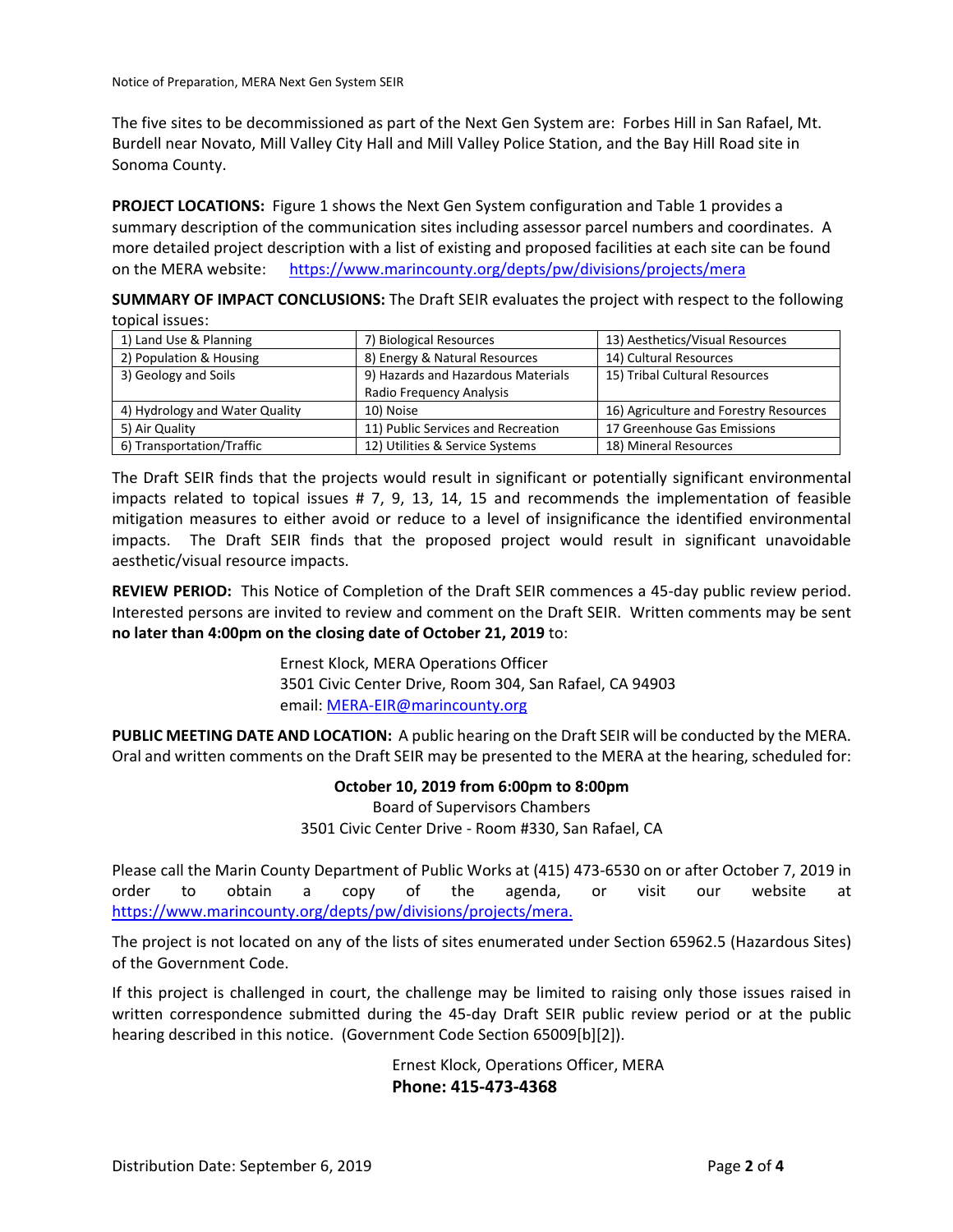The five sites to be decommissioned as part of the Next Gen System are: Forbes Hill in San Rafael, Mt. Burdell near Novato, Mill Valley City Hall and Mill Valley Police Station, and the Bay Hill Road site in Sonoma County.

**PROJECT LOCATIONS:** Figure 1 shows the Next Gen System configuration and Table 1 provides a summary description of the communication sites including assessor parcel numbers and coordinates. A more detailed project description with a list of existing and proposed facilities at each site can be found on the MERA website: https://www.marincounty.org/depts/pw/divisions/projects/mera

**SUMMARY OF IMPACT CONCLUSIONS:** The Draft SEIR evaluates the project with respect to the following topical issues:

| 1) Land Use & Planning | 7) Biological Resources | 13) Aesthetics/Visual Resources |
|---|---|---|
| 2) Population & Housing | 8) Energy & Natural Resources | 14) Cultural Resources |
| 3) Geology and Soils | 9) Hazards and Hazardous Materials Radio Frequency Analysis | 15) Tribal Cultural Resources |
| 4) Hydrology and Water Quality | 10) Noise | 16) Agriculture and Forestry Resources |
| 5) Air Quality | 11) Public Services and Recreation | 17 Greenhouse Gas Emissions |
| 6) Transportation/Traffic | 12) Utilities & Service Systems | 18) Mineral Resources |

The Draft SEIR finds that the projects would result in significant or potentially significant environmental impacts related to topical issues # 7, 9, 13, 14, 15 and recommends the implementation of feasible mitigation measures to either avoid or reduce to a level of insignificance the identified environmental impacts. The Draft SEIR finds that the proposed project would result in significant unavoidable aesthetic/visual resource impacts.

**REVIEW PERIOD:** This Notice of Completion of the Draft SEIR commences a 45-day public review period. Interested persons are invited to review and comment on the Draft SEIR. Written comments may be sent **no later than 4:00pm on the closing date of October 21, 2019** to:

Ernest Klock, MERA Operations Officer
3501 Civic Center Drive, Room 304, San Rafael, CA 94903
email: MERA-EIR@marincounty.org

**PUBLIC MEETING DATE AND LOCATION:** A public hearing on the Draft SEIR will be conducted by the MERA. Oral and written comments on the Draft SEIR may be presented to the MERA at the hearing, scheduled for:

**October 10, 2019 from 6:00pm to 8:00pm**
Board of Supervisors Chambers
3501 Civic Center Drive - Room #330, San Rafael, CA

Please call the Marin County Department of Public Works at (415) 473-6530 on or after October 7, 2019 in order to obtain a copy of the agenda, or visit our website at https://www.marincounty.org/depts/pw/divisions/projects/mera.

The project is not located on any of the lists of sites enumerated under Section 65962.5 (Hazardous Sites) of the Government Code.

If this project is challenged in court, the challenge may be limited to raising only those issues raised in written correspondence submitted during the 45-day Draft SEIR public review period or at the public hearing described in this notice. (Government Code Section 65009[b][2]).

Ernest Klock, Operations Officer, MERA
**Phone: 415-473-4368**

Distribution Date: September 6, 2019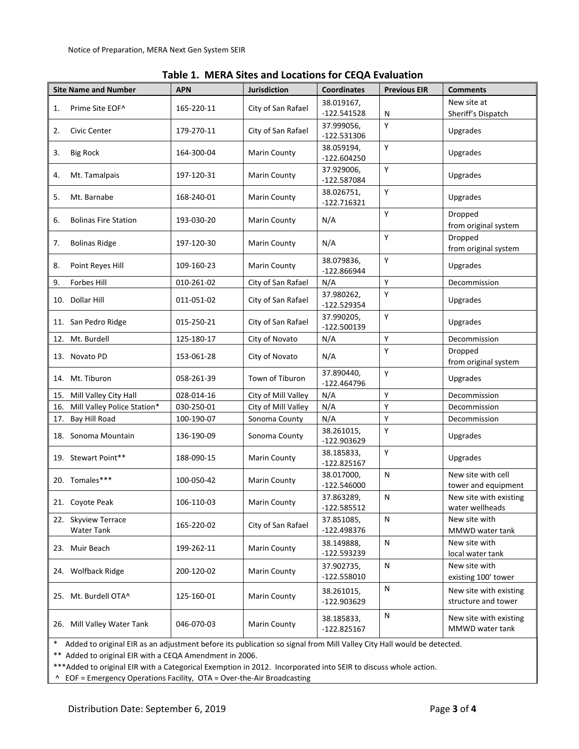## Table 1. MERA Sites and Locations for CEQA Evaluation

| Site Name and Number | APN | Jurisdiction | Coordinates | Previous EIR | Comments |
|---|---|---|---|---|---|
| 1. Prime Site EOF^ | 165-220-11 | City of San Rafael | 38.019167, -122.541528 | N | New site at Sheriff's Dispatch |
| 2. Civic Center | 179-270-11 | City of San Rafael | 37.999056, -122.531306 | Y | Upgrades |
| 3. Big Rock | 164-300-04 | Marin County | 38.059194, -122.604250 | Y | Upgrades |
| 4. Mt. Tamalpais | 197-120-31 | Marin County | 37.929006, -122.587084 | Y | Upgrades |
| 5. Mt. Barnabe | 168-240-01 | Marin County | 38.026751, -122.716321 | Y | Upgrades |
| 6. Bolinas Fire Station | 193-030-20 | Marin County | N/A | Y | Dropped from original system |
| 7. Bolinas Ridge | 197-120-30 | Marin County | N/A | Y | Dropped from original system |
| 8. Point Reyes Hill | 109-160-23 | Marin County | 38.079836, -122.866944 | Y | Upgrades |
| 9. Forbes Hill | 010-261-02 | City of San Rafael | N/A | Y | Decommission |
| 10. Dollar Hill | 011-051-02 | City of San Rafael | 37.980262, -122.529354 | Y | Upgrades |
| 11. San Pedro Ridge | 015-250-21 | City of San Rafael | 37.990205, -122.500139 | Y | Upgrades |
| 12. Mt. Burdell | 125-180-17 | City of Novato | N/A | Y | Decommission |
| 13. Novato PD | 153-061-28 | City of Novato | N/A | Y | Dropped from original system |
| 14. Mt. Tiburon | 058-261-39 | Town of Tiburon | 37.890440, -122.464796 | Y | Upgrades |
| 15. Mill Valley City Hall | 028-014-16 | City of Mill Valley | N/A | Y | Decommission |
| 16. Mill Valley Police Station* | 030-250-01 | City of Mill Valley | N/A | Y | Decommission |
| 17. Bay Hill Road | 100-190-07 | Sonoma County | N/A | Y | Decommission |
| 18. Sonoma Mountain | 136-190-09 | Sonoma County | 38.261015, -122.903629 | Y | Upgrades |
| 19. Stewart Point** | 188-090-15 | Marin County | 38.185833, -122.825167 | Y | Upgrades |
| 20. Tomales*** | 100-050-42 | Marin County | 38.017000, -122.546000 | N | New site with cell tower and equipment |
| 21. Coyote Peak | 106-110-03 | Marin County | 37.863289, -122.585512 | N | New site with existing water wellheads |
| 22. Skyview Terrace Water Tank | 165-220-02 | City of San Rafael | 37.851085, -122.498376 | N | New site with MMWD water tank |
| 23. Muir Beach | 199-262-11 | Marin County | 38.149888, -122.593239 | N | New site with local water tank |
| 24. Wolfback Ridge | 200-120-02 | Marin County | 37.902735, -122.558010 | N | New site with existing 100' tower |
| 25. Mt. Burdell OTA^ | 125-160-01 | Marin County | 38.261015, -122.903629 | N | New site with existing structure and tower |
| 26. Mill Valley Water Tank | 046-070-03 | Marin County | 38.185833, -122.825167 | N | New site with existing MMWD water tank |

\* Added to original EIR as an adjustment before its publication so signal from Mill Valley City Hall would be detected.

** Added to original EIR with a CEQA Amendment in 2006.

***Added to original EIR with a Categorical Exemption in 2012. Incorporated into SEIR to discuss whole action.

^ EOF = Emergency Operations Facility, OTA = Over-the-Air Broadcasting

Distribution Date: September 6, 2019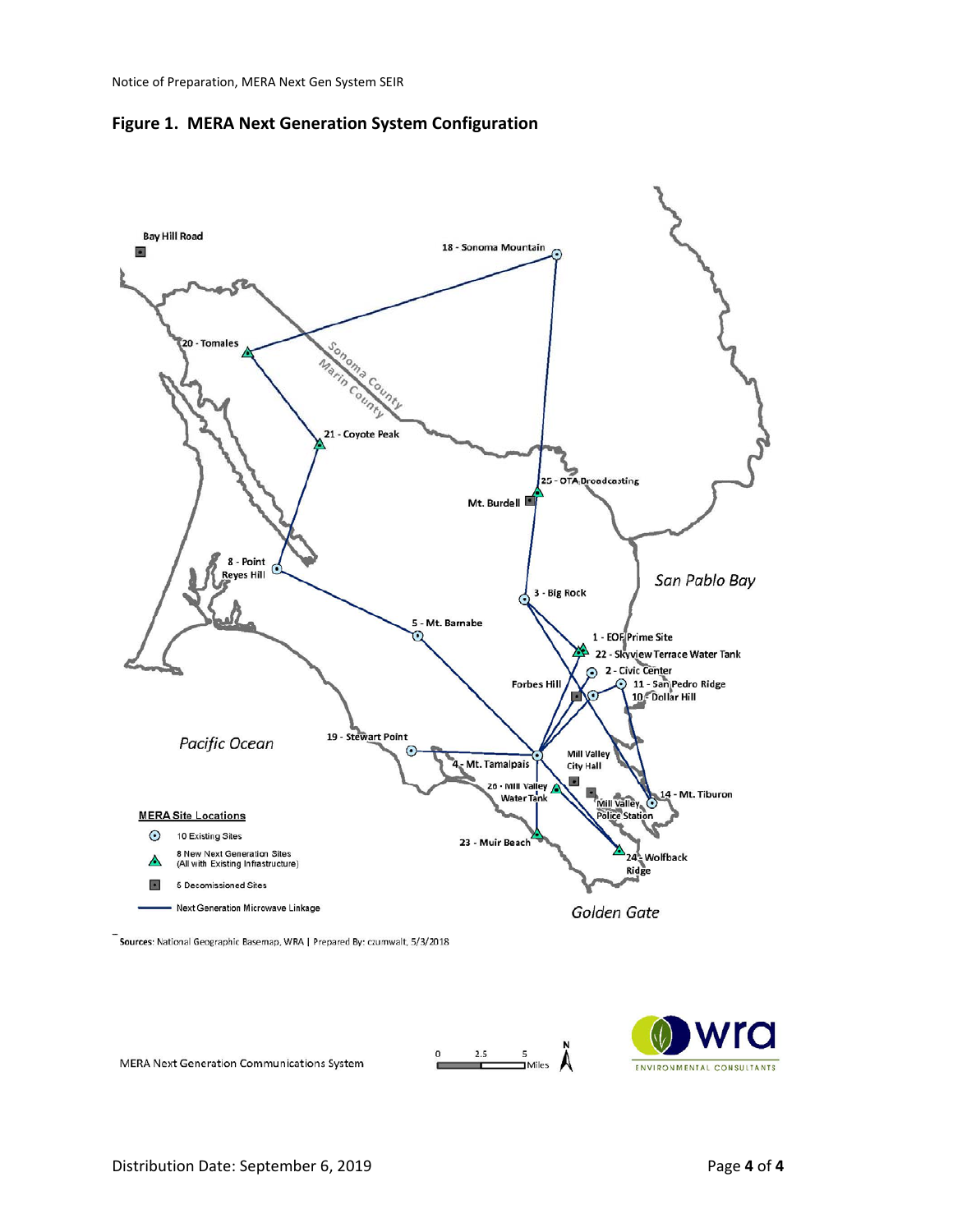## Figure 1. MERA Next Generation System Configuration

Bay Hill Road

18 - Sonoma Mountain

20 - Tomales

Sonoma County

Marin County

21 - Coyote Peak

25 - OTA Broadcasting

Mt. Burdell

8 - Point Reyes Hill

3 - Big Rock

San Pablo Bay

5 - Mt. Barnabe

1 - EOF Prime Site

22 - Skyview Terrace Water Tank

2 - Civic Center

Forbes Hill

11 - San Pedro Ridge

10 - Dollar Hill

Pacific Ocean

19 - Stewart Point

4 - Mt. Tamalpais

Mill Valley City Hall

26 - Mill Valley Water Tank

14 - Mt. Tiburon

Mill Valley Police Station

23 - Muir Beach

24 - Wolfback Ridge

Golden Gate

MERA Site Locations

10 Existing Sites

8 New Next Generation Sites (All with Existing Infrastructure)

6 Decomissioned Sites

Next Generation Microwave Linkage

Sources: National Geographic Basemap, WRA | Prepared By: czumwalt, 5/3/2018

MERA Next Generation Communications System

0 2.5 5 Miles

N

wra ENVIRONMENTAL CONSULTANTS